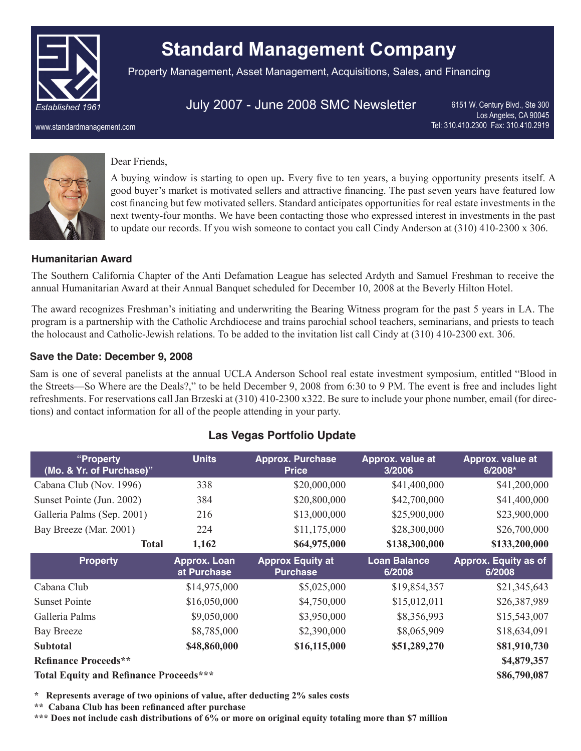# Standard Management Company

Property Management, Asset Management, Acquisitions, Sales, and Financing

Established 1961

July 2007 - June 2008 SMC Newsletter

6151 W. Century Blvd., Ste 300
Los Angeles, CA 90045
Tel: 310.410.2300 Fax: 310.410.2919

www.standardmanagement.com

Dear Friends,

A buying window is starting to open up**.** Every five to ten years, a buying opportunity presents itself. A good buyer's market is motivated sellers and attractive financing. The past seven years have featured low cost financing but few motivated sellers. Standard anticipates opportunities for real estate investments in the next twenty-four months. We have been contacting those who expressed interest in investments in the past to update our records. If you wish someone to contact you call Cindy Anderson at (310) 410-2300 x 306.

### Humanitarian Award

The Southern California Chapter of the Anti Defamation League has selected Ardyth and Samuel Freshman to receive the annual Humanitarian Award at their Annual Banquet scheduled for December 10, 2008 at the Beverly Hilton Hotel.

The award recognizes Freshman's initiating and underwriting the Bearing Witness program for the past 5 years in LA. The program is a partnership with the Catholic Archdiocese and trains parochial school teachers, seminarians, and priests to teach the holocaust and Catholic-Jewish relations. To be added to the invitation list call Cindy at (310) 410-2300 ext. 306.

### Save the Date: December 9, 2008

Sam is one of several panelists at the annual UCLA Anderson School real estate investment symposium, entitled "Blood in the Streets—So Where are the Deals?," to be held December 9, 2008 from 6:30 to 9 PM. The event is free and includes light refreshments. For reservations call Jan Brzeski at (310) 410-2300 x322. Be sure to include your phone number, email (for directions) and contact information for all of the people attending in your party.

### Las Vegas Portfolio Update

| "Property (Mo. & Yr. of Purchase)" | Units | Approx. Purchase Price | Approx. value at 3/2006 | Approx. value at 6/2008* |
|---|---|---|---|---|
| Cabana Club (Nov. 1996) | 338 | $20,000,000 | $41,400,000 | $41,200,000 |
| Sunset Pointe (Jun. 2002) | 384 | $20,800,000 | $42,700,000 | $41,400,000 |
| Galleria Palms (Sep. 2001) | 216 | $13,000,000 | $25,900,000 | $23,900,000 |
| Bay Breeze (Mar. 2001) | 224 | $11,175,000 | $28,300,000 | $26,700,000 |
| **Total** | **1,162** | **$64,975,000** | **$138,300,000** | **$133,200,000** |
| **Property** | **Approx. Loan at Purchase** | **Approx Equity at Purchase** | **Loan Balance 6/2008** | **Approx. Equity as of 6/2008** |
| Cabana Club | $14,975,000 | $5,025,000 | $19,854,357 | $21,345,643 |
| Sunset Pointe | $16,050,000 | $4,750,000 | $15,012,011 | $26,387,989 |
| Galleria Palms | $9,050,000 | $3,950,000 | $8,356,993 | $15,543,007 |
| Bay Breeze | $8,785,000 | $2,390,000 | $8,065,909 | $18,634,091 |
| **Subtotal** | **$48,860,000** | **$16,115,000** | **$51,289,270** | **$81,910,730** |
| **Refinance Proceeds**** | | | | **$4,879,357** |
| **Total Equity and Refinance Proceeds***** | | | | **$86,790,087** |

**\* Represents average of two opinions of value, after deducting 2% sales costs**

**\*\* Cabana Club has been refinanced after purchase**

**\*\*\* Does not include cash distributions of 6% or more on original equity totaling more than $7 million**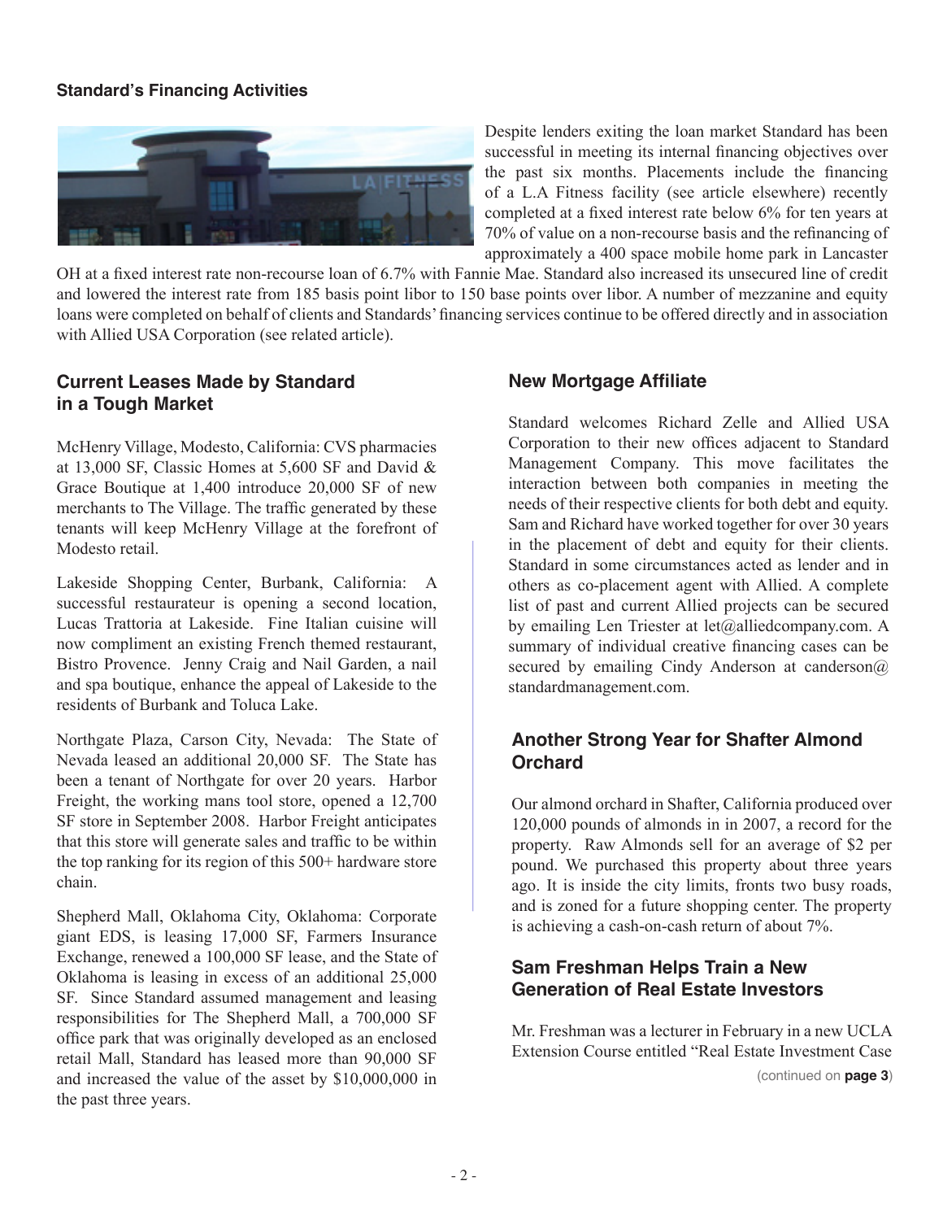## Standard's Financing Activities

Despite lenders exiting the loan market Standard has been successful in meeting its internal financing objectives over the past six months. Placements include the financing of a L.A Fitness facility (see article elsewhere) recently completed at a fixed interest rate below 6% for ten years at 70% of value on a non-recourse basis and the refinancing of approximately a 400 space mobile home park in Lancaster OH at a fixed interest rate non-recourse loan of 6.7% with Fannie Mae. Standard also increased its unsecured line of credit and lowered the interest rate from 185 basis point libor to 150 base points over libor. A number of mezzanine and equity loans were completed on behalf of clients and Standards' financing services continue to be offered directly and in association with Allied USA Corporation (see related article).

## Current Leases Made by Standard in a Tough Market

McHenry Village, Modesto, California: CVS pharmacies at 13,000 SF, Classic Homes at 5,600 SF and David & Grace Boutique at 1,400 introduce 20,000 SF of new merchants to The Village. The traffic generated by these tenants will keep McHenry Village at the forefront of Modesto retail.

Lakeside Shopping Center, Burbank, California: A successful restaurateur is opening a second location, Lucas Trattoria at Lakeside. Fine Italian cuisine will now compliment an existing French themed restaurant, Bistro Provence. Jenny Craig and Nail Garden, a nail and spa boutique, enhance the appeal of Lakeside to the residents of Burbank and Toluca Lake.

Northgate Plaza, Carson City, Nevada: The State of Nevada leased an additional 20,000 SF. The State has been a tenant of Northgate for over 20 years. Harbor Freight, the working mans tool store, opened a 12,700 SF store in September 2008. Harbor Freight anticipates that this store will generate sales and traffic to be within the top ranking for its region of this 500+ hardware store chain.

Shepherd Mall, Oklahoma City, Oklahoma: Corporate giant EDS, is leasing 17,000 SF, Farmers Insurance Exchange, renewed a 100,000 SF lease, and the State of Oklahoma is leasing in excess of an additional 25,000 SF. Since Standard assumed management and leasing responsibilities for The Shepherd Mall, a 700,000 SF office park that was originally developed as an enclosed retail Mall, Standard has leased more than 90,000 SF and increased the value of the asset by $10,000,000 in the past three years.

## New Mortgage Affiliate

Standard welcomes Richard Zelle and Allied USA Corporation to their new offices adjacent to Standard Management Company. This move facilitates the interaction between both companies in meeting the needs of their respective clients for both debt and equity. Sam and Richard have worked together for over 30 years in the placement of debt and equity for their clients. Standard in some circumstances acted as lender and in others as co-placement agent with Allied. A complete list of past and current Allied projects can be secured by emailing Len Triester at let@alliedcompany.com. A summary of individual creative financing cases can be secured by emailing Cindy Anderson at canderson@standardmanagement.com.

## Another Strong Year for Shafter Almond Orchard

Our almond orchard in Shafter, California produced over 120,000 pounds of almonds in in 2007, a record for the property. Raw Almonds sell for an average of $2 per pound. We purchased this property about three years ago. It is inside the city limits, fronts two busy roads, and is zoned for a future shopping center. The property is achieving a cash-on-cash return of about 7%.

## Sam Freshman Helps Train a New Generation of Real Estate Investors

Mr. Freshman was a lecturer in February in a new UCLA Extension Course entitled "Real Estate Investment Case

(continued on **page 3**)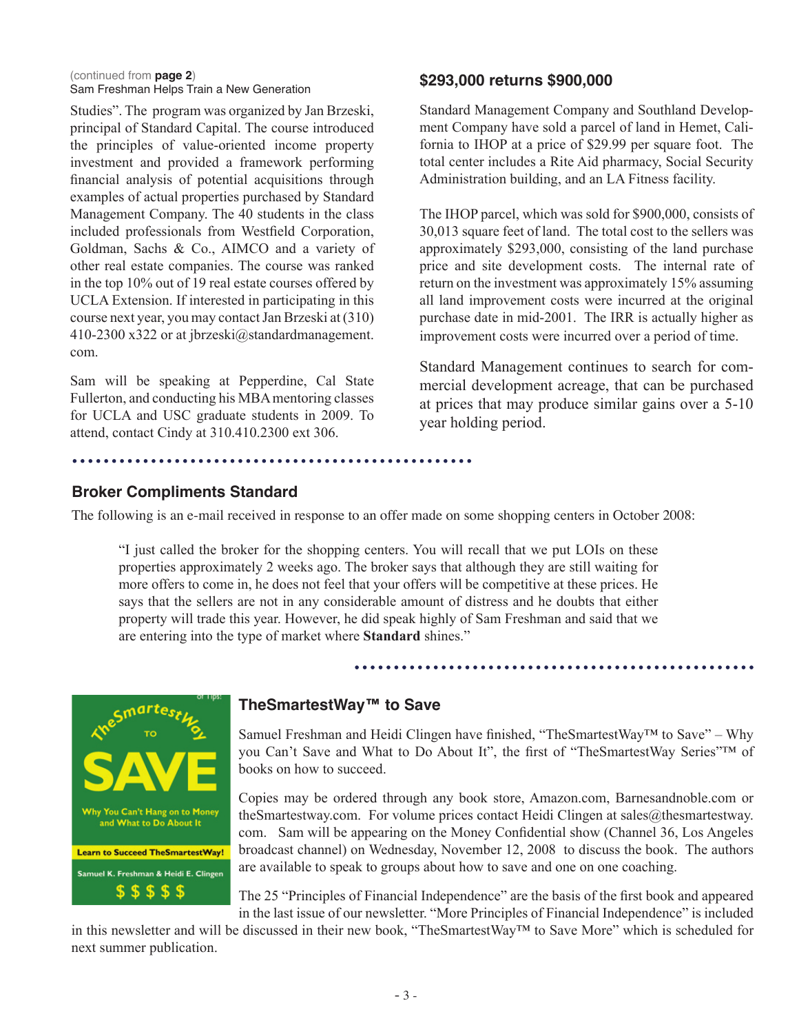(continued from **page 2**)
Sam Freshman Helps Train a New Generation

Studies". The program was organized by Jan Brzeski, principal of Standard Capital. The course introduced the principles of value-oriented income property investment and provided a framework performing financial analysis of potential acquisitions through examples of actual properties purchased by Standard Management Company. The 40 students in the class included professionals from Westfield Corporation, Goldman, Sachs & Co., AIMCO and a variety of other real estate companies. The course was ranked in the top 10% out of 19 real estate courses offered by UCLA Extension. If interested in participating in this course next year, you may contact Jan Brzeski at (310) 410-2300 x322 or at jbrzeski@standardmanagement.com.

Sam will be speaking at Pepperdine, Cal State Fullerton, and conducting his MBA mentoring classes for UCLA and USC graduate students in 2009. To attend, contact Cindy at 310.410.2300 ext 306.

## $293,000 returns $900,000

Standard Management Company and Southland Development Company have sold a parcel of land in Hemet, California to IHOP at a price of $29.99 per square foot. The total center includes a Rite Aid pharmacy, Social Security Administration building, and an LA Fitness facility.

The IHOP parcel, which was sold for $900,000, consists of 30,013 square feet of land. The total cost to the sellers was approximately $293,000, consisting of the land purchase price and site development costs. The internal rate of return on the investment was approximately 15% assuming all land improvement costs were incurred at the original purchase date in mid-2001. The IRR is actually higher as improvement costs were incurred over a period of time.

Standard Management continues to search for commercial development acreage, that can be purchased at prices that may produce similar gains over a 5-10 year holding period.

## Broker Compliments Standard

The following is an e-mail received in response to an offer made on some shopping centers in October 2008:

> "I just called the broker for the shopping centers. You will recall that we put LOIs on these properties approximately 2 weeks ago. The broker says that although they are still waiting for more offers to come in, he does not feel that your offers will be competitive at these prices. He says that the sellers are not in any considerable amount of distress and he doubts that either property will trade this year. However, he did speak highly of Sam Freshman and said that we are entering into the type of market where **Standard** shines."

## TheSmartestWay™ to Save

Samuel Freshman and Heidi Clingen have finished, "TheSmartestWay™ to Save" – Why you Can't Save and What to Do About It", the first of "TheSmartestWay Series"™ of books on how to succeed.

Copies may be ordered through any book store, Amazon.com, Barnesandnoble.com or theSmartestway.com. For volume prices contact Heidi Clingen at sales@thesmartestway.com. Sam will be appearing on the Money Confidential show (Channel 36, Los Angeles broadcast channel) on Wednesday, November 12, 2008 to discuss the book. The authors are available to speak to groups about how to save and one on one coaching.

The 25 "Principles of Financial Independence" are the basis of the first book and appeared in the last issue of our newsletter. "More Principles of Financial Independence" is included in this newsletter and will be discussed in their new book, "TheSmartestWay™ to Save More" which is scheduled for next summer publication.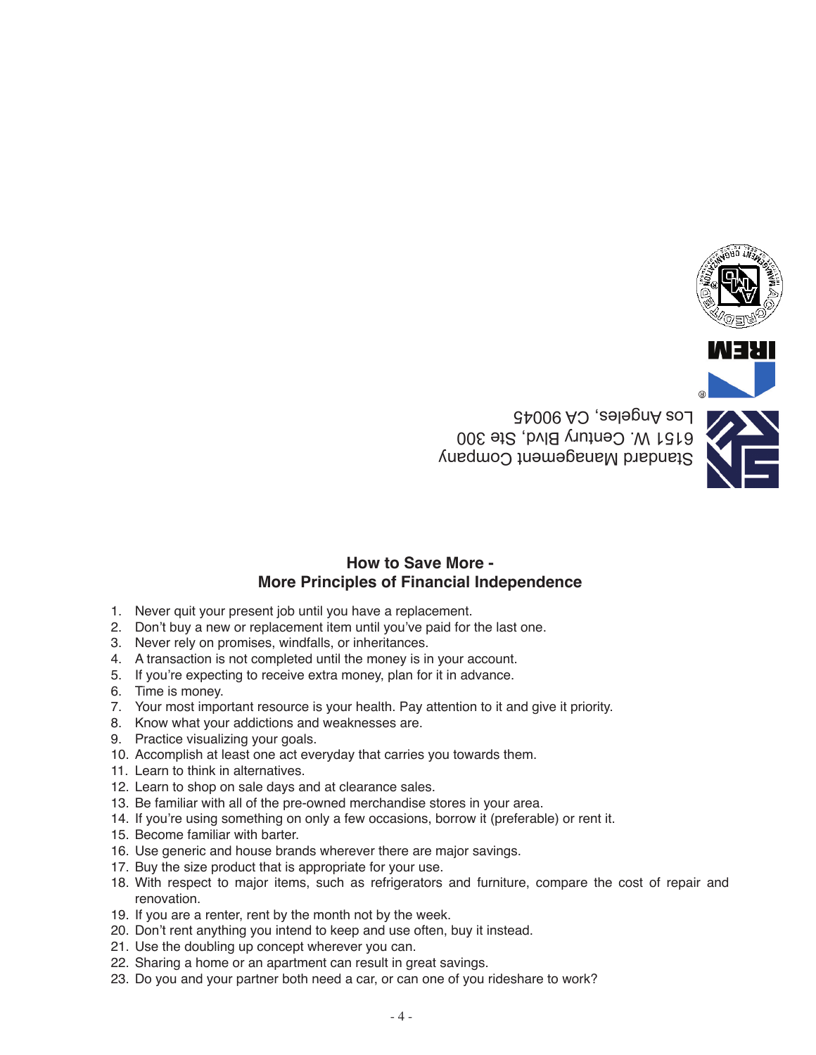Standard Management Company
6151 W. Century Blvd, Ste 300
Los Angeles, CA 90045

## How to Save More -
## More Principles of Financial Independence

1. Never quit your present job until you have a replacement.
2. Don't buy a new or replacement item until you've paid for the last one.
3. Never rely on promises, windfalls, or inheritances.
4. A transaction is not completed until the money is in your account.
5. If you're expecting to receive extra money, plan for it in advance.
6. Time is money.
7. Your most important resource is your health. Pay attention to it and give it priority.
8. Know what your addictions and weaknesses are.
9. Practice visualizing your goals.
10. Accomplish at least one act everyday that carries you towards them.
11. Learn to think in alternatives.
12. Learn to shop on sale days and at clearance sales.
13. Be familiar with all of the pre-owned merchandise stores in your area.
14. If you're using something on only a few occasions, borrow it (preferable) or rent it.
15. Become familiar with barter.
16. Use generic and house brands wherever there are major savings.
17. Buy the size product that is appropriate for your use.
18. With respect to major items, such as refrigerators and furniture, compare the cost of repair and renovation.
19. If you are a renter, rent by the month not by the week.
20. Don't rent anything you intend to keep and use often, buy it instead.
21. Use the doubling up concept wherever you can.
22. Sharing a home or an apartment can result in great savings.
23. Do you and your partner both need a car, or can one of you rideshare to work?